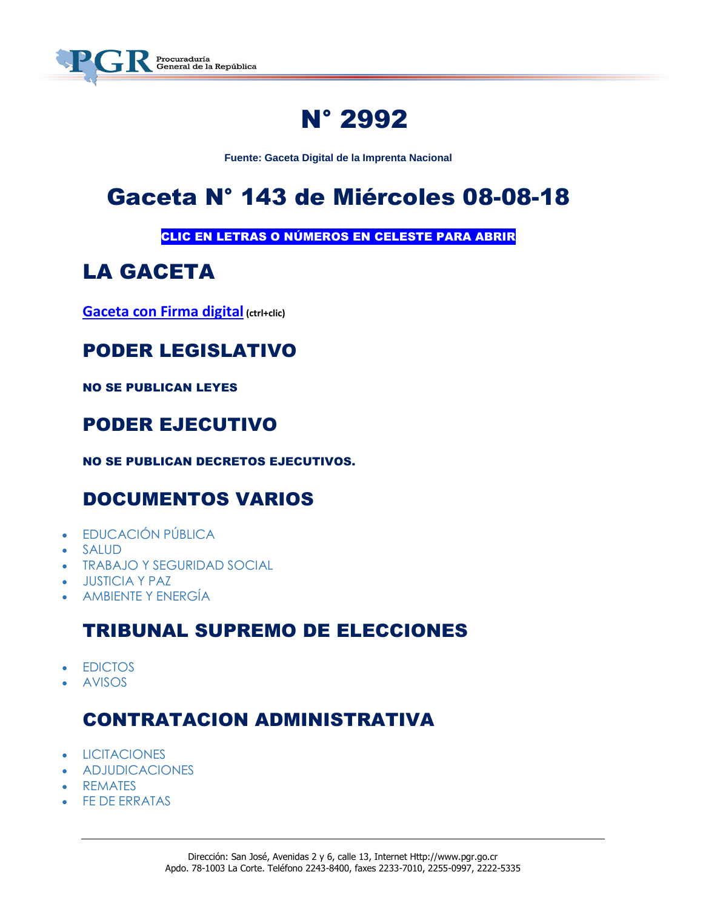# N° 2992

**Fuente: Gaceta Digital de la Imprenta Nacional**

# Gaceta N° 143 de Miércoles 08-08-18

**CLIC EN LETRAS O NÚMEROS EN CELESTE PARA ABRIR**

## LA GACETA

**Gaceta con Firma digital** **(ctrl+clic)**

## PODER LEGISLATIVO

**NO SE PUBLICAN LEYES**

## PODER EJECUTIVO

**NO SE PUBLICAN DECRETOS EJECUTIVOS.**

## DOCUMENTOS VARIOS

- EDUCACIÓN PÚBLICA
- SALUD
- TRABAJO Y SEGURIDAD SOCIAL
- JUSTICIA Y PAZ
- AMBIENTE Y ENERGÍA

## TRIBUNAL SUPREMO DE ELECCIONES

- EDICTOS
- AVISOS

## CONTRATACION ADMINISTRATIVA

- LICITACIONES
- ADJUDICACIONES
- REMATES
- FE DE ERRATAS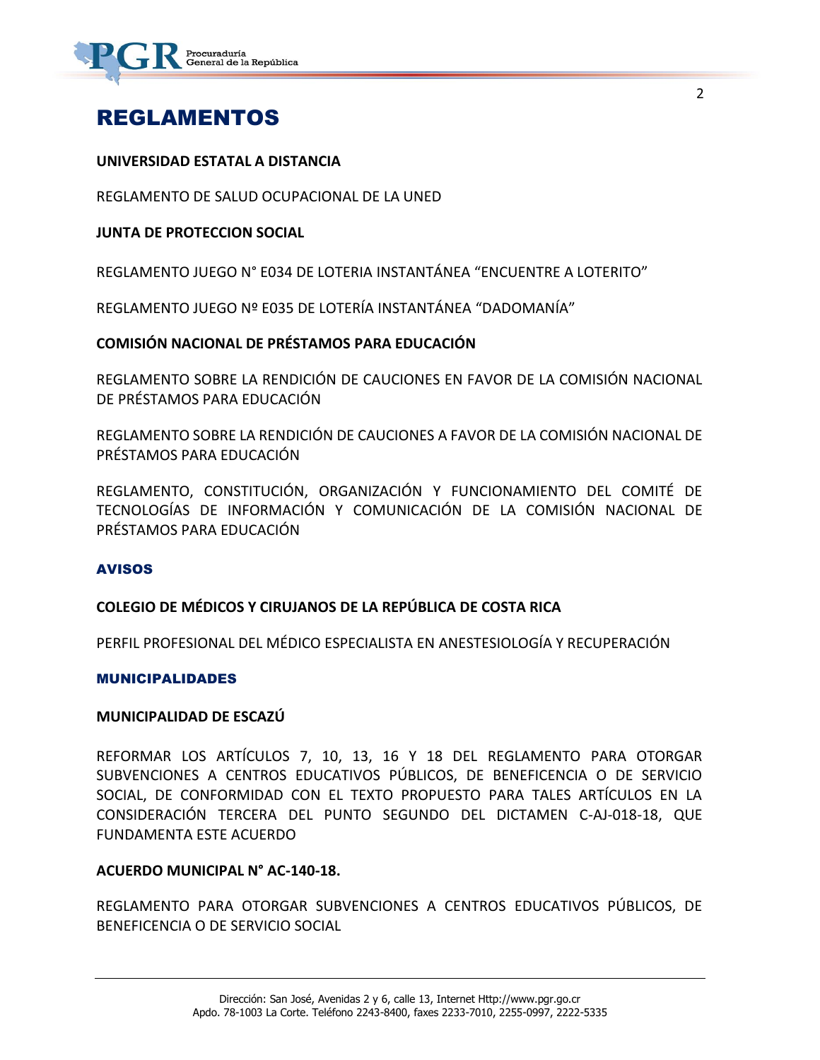# REGLAMENTOS

**UNIVERSIDAD ESTATAL A DISTANCIA**

REGLAMENTO DE SALUD OCUPACIONAL DE LA UNED

**JUNTA DE PROTECCION SOCIAL**

REGLAMENTO JUEGO N° E034 DE LOTERIA INSTANTÁNEA "ENCUENTRE A LOTERITO"

REGLAMENTO JUEGO Nº E035 DE LOTERÍA INSTANTÁNEA "DADOMANÍA"

**COMISIÓN NACIONAL DE PRÉSTAMOS PARA EDUCACIÓN**

REGLAMENTO SOBRE LA RENDICIÓN DE CAUCIONES EN FAVOR DE LA COMISIÓN NACIONAL DE PRÉSTAMOS PARA EDUCACIÓN

REGLAMENTO SOBRE LA RENDICIÓN DE CAUCIONES A FAVOR DE LA COMISIÓN NACIONAL DE PRÉSTAMOS PARA EDUCACIÓN

REGLAMENTO, CONSTITUCIÓN, ORGANIZACIÓN Y FUNCIONAMIENTO DEL COMITÉ DE TECNOLOGÍAS DE INFORMACIÓN Y COMUNICACIÓN DE LA COMISIÓN NACIONAL DE PRÉSTAMOS PARA EDUCACIÓN

## AVISOS

**COLEGIO DE MÉDICOS Y CIRUJANOS DE LA REPÚBLICA DE COSTA RICA**

PERFIL PROFESIONAL DEL MÉDICO ESPECIALISTA EN ANESTESIOLOGÍA Y RECUPERACIÓN

## MUNICIPALIDADES

**MUNICIPALIDAD DE ESCAZÚ**

REFORMAR LOS ARTÍCULOS 7, 10, 13, 16 Y 18 DEL REGLAMENTO PARA OTORGAR SUBVENCIONES A CENTROS EDUCATIVOS PÚBLICOS, DE BENEFICENCIA O DE SERVICIO SOCIAL, DE CONFORMIDAD CON EL TEXTO PROPUESTO PARA TALES ARTÍCULOS EN LA CONSIDERACIÓN TERCERA DEL PUNTO SEGUNDO DEL DICTAMEN C-AJ-018-18, QUE FUNDAMENTA ESTE ACUERDO

**ACUERDO MUNICIPAL N° AC-140-18.**

REGLAMENTO PARA OTORGAR SUBVENCIONES A CENTROS EDUCATIVOS PÚBLICOS, DE BENEFICENCIA O DE SERVICIO SOCIAL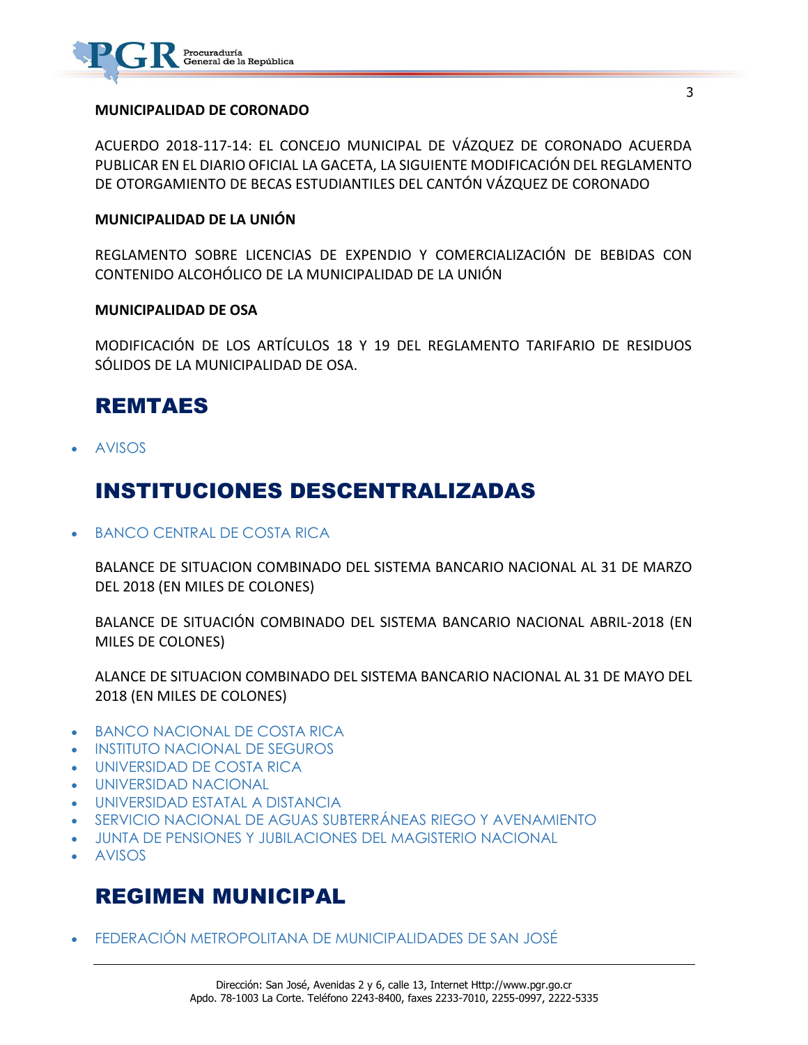**MUNICIPALIDAD DE CORONADO**

ACUERDO 2018-117-14: EL CONCEJO MUNICIPAL DE VÁZQUEZ DE CORONADO ACUERDA PUBLICAR EN EL DIARIO OFICIAL LA GACETA, LA SIGUIENTE MODIFICACIÓN DEL REGLAMENTO DE OTORGAMIENTO DE BECAS ESTUDIANTILES DEL CANTÓN VÁZQUEZ DE CORONADO

**MUNICIPALIDAD DE LA UNIÓN**

REGLAMENTO SOBRE LICENCIAS DE EXPENDIO Y COMERCIALIZACIÓN DE BEBIDAS CON CONTENIDO ALCOHÓLICO DE LA MUNICIPALIDAD DE LA UNIÓN

**MUNICIPALIDAD DE OSA**

MODIFICACIÓN DE LOS ARTÍCULOS 18 Y 19 DEL REGLAMENTO TARIFARIO DE RESIDUOS SÓLIDOS DE LA MUNICIPALIDAD DE OSA.

## REMTAES

- AVISOS

## INSTITUCIONES DESCENTRALIZADAS

- BANCO CENTRAL DE COSTA RICA

  BALANCE DE SITUACION COMBINADO DEL SISTEMA BANCARIO NACIONAL AL 31 DE MARZO DEL 2018 (EN MILES DE COLONES)

  BALANCE DE SITUACIÓN COMBINADO DEL SISTEMA BANCARIO NACIONAL ABRIL-2018 (EN MILES DE COLONES)

  ALANCE DE SITUACION COMBINADO DEL SISTEMA BANCARIO NACIONAL AL 31 DE MAYO DEL 2018 (EN MILES DE COLONES)

- BANCO NACIONAL DE COSTA RICA
- INSTITUTO NACIONAL DE SEGUROS
- UNIVERSIDAD DE COSTA RICA
- UNIVERSIDAD NACIONAL
- UNIVERSIDAD ESTATAL A DISTANCIA
- SERVICIO NACIONAL DE AGUAS SUBTERRÁNEAS RIEGO Y AVENAMIENTO
- JUNTA DE PENSIONES Y JUBILACIONES DEL MAGISTERIO NACIONAL
- AVISOS

## REGIMEN MUNICIPAL

- FEDERACIÓN METROPOLITANA DE MUNICIPALIDADES DE SAN JOSÉ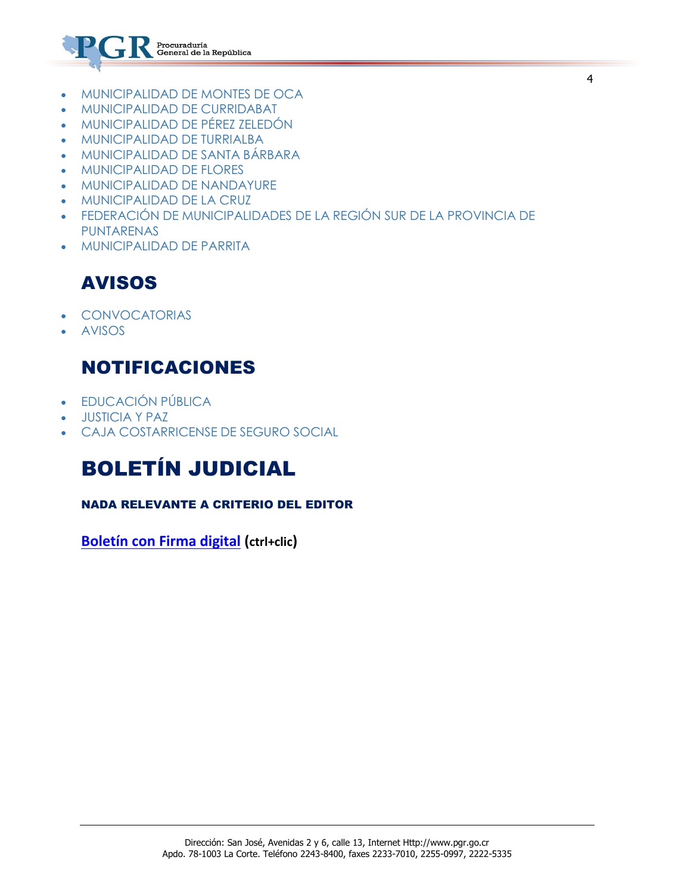- MUNICIPALIDAD DE MONTES DE OCA
- MUNICIPALIDAD DE CURRIDABAT
- MUNICIPALIDAD DE PÉREZ ZELEDÓN
- MUNICIPALIDAD DE TURRIALBA
- MUNICIPALIDAD DE SANTA BÁRBARA
- MUNICIPALIDAD DE FLORES
- MUNICIPALIDAD DE NANDAYURE
- MUNICIPALIDAD DE LA CRUZ
- FEDERACIÓN DE MUNICIPALIDADES DE LA REGIÓN SUR DE LA PROVINCIA DE PUNTARENAS
- MUNICIPALIDAD DE PARRITA

## AVISOS

- CONVOCATORIAS
- AVISOS

## NOTIFICACIONES

- EDUCACIÓN PÚBLICA
- JUSTICIA Y PAZ
- CAJA COSTARRICENSE DE SEGURO SOCIAL

# BOLETÍN JUDICIAL

**NADA RELEVANTE A CRITERIO DEL EDITOR**

**Boletín con Firma digital (ctrl+clic)**